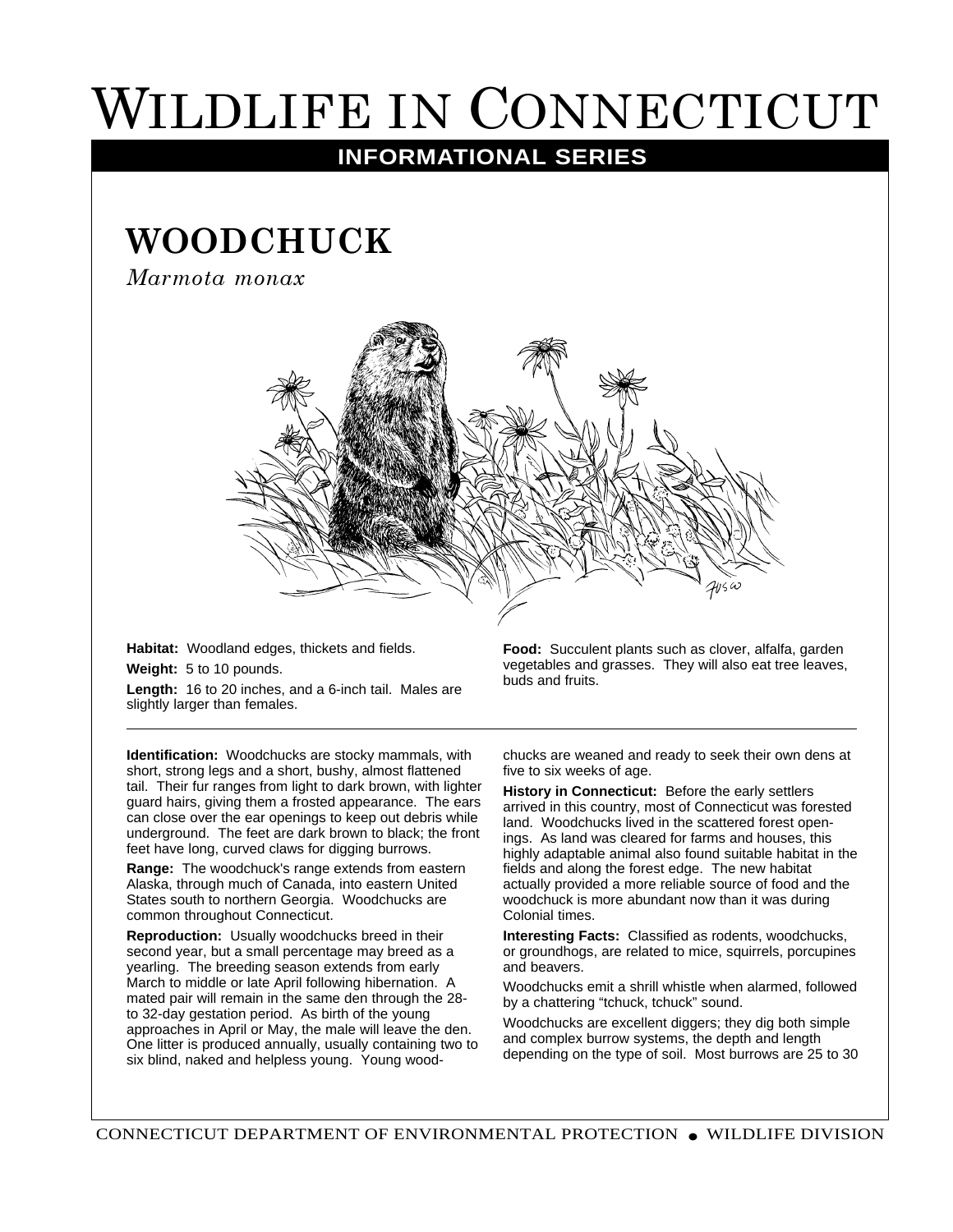# Wildlife in Connecticut

## INFORMATIONAL SERIES

## WOODCHUCK

*Marmota monax*

**Habitat:** Woodland edges, thickets and fields.

**Weight:** 5 to 10 pounds.

**Length:** 16 to 20 inches, and a 6-inch tail. Males are slightly larger than females.

**Food:** Succulent plants such as clover, alfalfa, garden vegetables and grasses. They will also eat tree leaves, buds and fruits.

---

**Identification:** Woodchucks are stocky mammals, with short, strong legs and a short, bushy, almost flattened tail. Their fur ranges from light to dark brown, with lighter guard hairs, giving them a frosted appearance. The ears can close over the ear openings to keep out debris while underground. The feet are dark brown to black; the front feet have long, curved claws for digging burrows.

**Range:** The woodchuck's range extends from eastern Alaska, through much of Canada, into eastern United States south to northern Georgia. Woodchucks are common throughout Connecticut.

**Reproduction:** Usually woodchucks breed in their second year, but a small percentage may breed as a yearling. The breeding season extends from early March to middle or late April following hibernation. A mated pair will remain in the same den through the 28- to 32-day gestation period. As birth of the young approaches in April or May, the male will leave the den. One litter is produced annually, usually containing two to six blind, naked and helpless young. Young woodchucks are weaned and ready to seek their own dens at five to six weeks of age.

**History in Connecticut:** Before the early settlers arrived in this country, most of Connecticut was forested land. Woodchucks lived in the scattered forest openings. As land was cleared for farms and houses, this highly adaptable animal also found suitable habitat in the fields and along the forest edge. The new habitat actually provided a more reliable source of food and the woodchuck is more abundant now than it was during Colonial times.

**Interesting Facts:** Classified as rodents, woodchucks, or groundhogs, are related to mice, squirrels, porcupines and beavers.

Woodchucks emit a shrill whistle when alarmed, followed by a chattering "tchuck, tchuck" sound.

Woodchucks are excellent diggers; they dig both simple and complex burrow systems, the depth and length depending on the type of soil. Most burrows are 25 to 30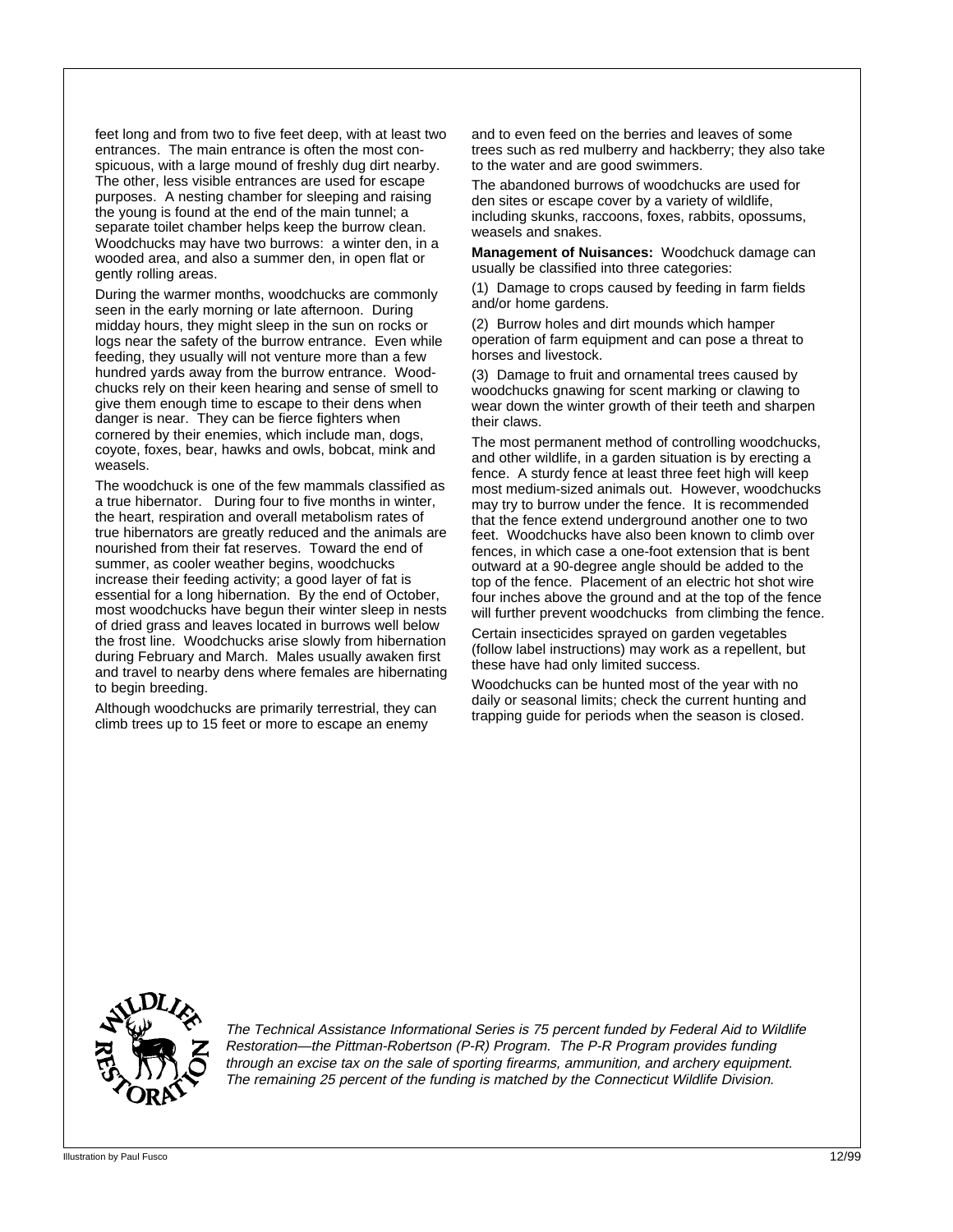feet long and from two to five feet deep, with at least two entrances. The main entrance is often the most conspicuous, with a large mound of freshly dug dirt nearby. The other, less visible entrances are used for escape purposes. A nesting chamber for sleeping and raising the young is found at the end of the main tunnel; a separate toilet chamber helps keep the burrow clean. Woodchucks may have two burrows: a winter den, in a wooded area, and also a summer den, in open flat or gently rolling areas.

During the warmer months, woodchucks are commonly seen in the early morning or late afternoon. During midday hours, they might sleep in the sun on rocks or logs near the safety of the burrow entrance. Even while feeding, they usually will not venture more than a few hundred yards away from the burrow entrance. Woodchucks rely on their keen hearing and sense of smell to give them enough time to escape to their dens when danger is near. They can be fierce fighters when cornered by their enemies, which include man, dogs, coyote, foxes, bear, hawks and owls, bobcat, mink and weasels.

The woodchuck is one of the few mammals classified as a true hibernator. During four to five months in winter, the heart, respiration and overall metabolism rates of true hibernators are greatly reduced and the animals are nourished from their fat reserves. Toward the end of summer, as cooler weather begins, woodchucks increase their feeding activity; a good layer of fat is essential for a long hibernation. By the end of October, most woodchucks have begun their winter sleep in nests of dried grass and leaves located in burrows well below the frost line. Woodchucks arise slowly from hibernation during February and March. Males usually awaken first and travel to nearby dens where females are hibernating to begin breeding.

Although woodchucks are primarily terrestrial, they can climb trees up to 15 feet or more to escape an enemy and to even feed on the berries and leaves of some trees such as red mulberry and hackberry; they also take to the water and are good swimmers.

The abandoned burrows of woodchucks are used for den sites or escape cover by a variety of wildlife, including skunks, raccoons, foxes, rabbits, opossums, weasels and snakes.

**Management of Nuisances:** Woodchuck damage can usually be classified into three categories:

(1) Damage to crops caused by feeding in farm fields and/or home gardens.

(2) Burrow holes and dirt mounds which hamper operation of farm equipment and can pose a threat to horses and livestock.

(3) Damage to fruit and ornamental trees caused by woodchucks gnawing for scent marking or clawing to wear down the winter growth of their teeth and sharpen their claws.

The most permanent method of controlling woodchucks, and other wildlife, in a garden situation is by erecting a fence. A sturdy fence at least three feet high will keep most medium-sized animals out. However, woodchucks may try to burrow under the fence. It is recommended that the fence extend underground another one to two feet. Woodchucks have also been known to climb over fences, in which case a one-foot extension that is bent outward at a 90-degree angle should be added to the top of the fence. Placement of an electric hot shot wire four inches above the ground and at the top of the fence will further prevent woodchucks from climbing the fence.

Certain insecticides sprayed on garden vegetables (follow label instructions) may work as a repellent, but these have had only limited success.

Woodchucks can be hunted most of the year with no daily or seasonal limits; check the current hunting and trapping guide for periods when the season is closed.

WILDLIFE RESTORATION

*The Technical Assistance Informational Series is 75 percent funded by Federal Aid to Wildlife Restoration—the Pittman-Robertson (P-R) Program. The P-R Program provides funding through an excise tax on the sale of sporting firearms, ammunition, and archery equipment. The remaining 25 percent of the funding is matched by the Connecticut Wildlife Division.*

Illustration by Paul Fusco

12/99